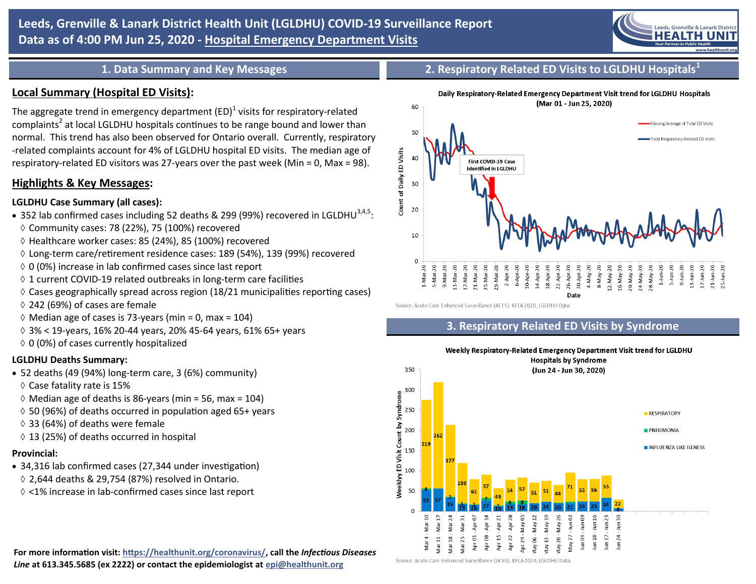# Leeds, Grenville & Lanark District Health Unit (LGLDHU) COVID-19 Surveillance Report
## Data as of 4:00 PM Jun 25, 2020 - Hospital Emergency Department Visits

## 1. Data Summary and Key Messages

### Local Summary (Hospital ED Visits):

The aggregate trend in emergency department (ED)[1] visits for respiratory-related complaints[2] at local LGLDHU hospitals continues to be range bound and lower than normal. This trend has also been observed for Ontario overall. Currently, respiratory -related complaints account for 4% of LGLDHU hospital ED visits. The median age of respiratory-related ED visitors was 27-years over the past week (Min = 0, Max = 98).

### Highlights & Key Messages:

**LGLDHU Case Summary (all cases):**

- 352 lab confirmed cases including 52 deaths & 299 (99%) recovered in LGLDHU[3,4,5]:
  - ◊ Community cases: 78 (22%), 75 (100%) recovered
  - ◊ Healthcare worker cases: 85 (24%), 85 (100%) recovered
  - ◊ Long-term care/retirement residence cases: 189 (54%), 139 (99%) recovered
  - ◊ 0 (0%) increase in lab confirmed cases since last report
  - ◊ 1 current COVID-19 related outbreaks in long-term care facilities
  - ◊ Cases geographically spread across region (18/21 municipalities reporting cases)
  - ◊ 242 (69%) of cases are female
  - ◊ Median age of cases is 73-years (min = 0, max = 104)
  - ◊ 3% < 19-years, 16% 20-44 years, 20% 45-64 years, 61% 65+ years
  - ◊ 0 (0%) of cases currently hospitalized

**LGLDHU Deaths Summary:**

- 52 deaths (49 (94%) long-term care, 3 (6%) community)
  - ◊ Case fatality rate is 15%
  - ◊ Median age of deaths is 86-years (min = 56, max = 104)
  - ◊ 50 (96%) of deaths occurred in population aged 65+ years
  - ◊ 33 (64%) of deaths were female
  - ◊ 13 (25%) of deaths occurred in hospital

**Provincial:**

- 34,316 lab confirmed cases (27,344 under investigation)
  - ◊ 2,644 deaths & 29,754 (87%) resolved in Ontario.
  - ◊ <1% increase in lab-confirmed cases since last report

**For more information visit: https://healthunit.org/coronavirus/, call the *Infectious Diseases Line* at 613.345.5685 (ex 2222) or contact the epidemiologist at epi@healthunit.org**

## 2. Respiratory Related ED Visits to LGLDHU Hospitals[1]

Daily Respiratory-Related Emergency Department Visit trend for LGLDHU Hospitals (Mar 01 - Jun 25, 2020)

Moving Average of Total ED Visits
Total Respiratory-Related ED Visits
First COVID-19 Case Identified in LGLDHU
Count of Daily ED Visits
Date

Source: Acute Care Enhanced Surveillance (ACES). KFLA 2020, LGLDHU Data.

## 3. Respiratory Related ED Visits by Syndrome

Weekly Respiratory-Related Emergency Department Visit trend for LGLDHU Hospitals by Syndrome (Jun 24 - Jun 30, 2020)

RESPIRATORY
PNEUMONIA
INFLUENZA LIKE ILLNESS
Weekly ED Visit Count by Syndrome

Source: Acute Care Enhanced Surveillance (ACES). KFLA 2020, LGLDHU Data.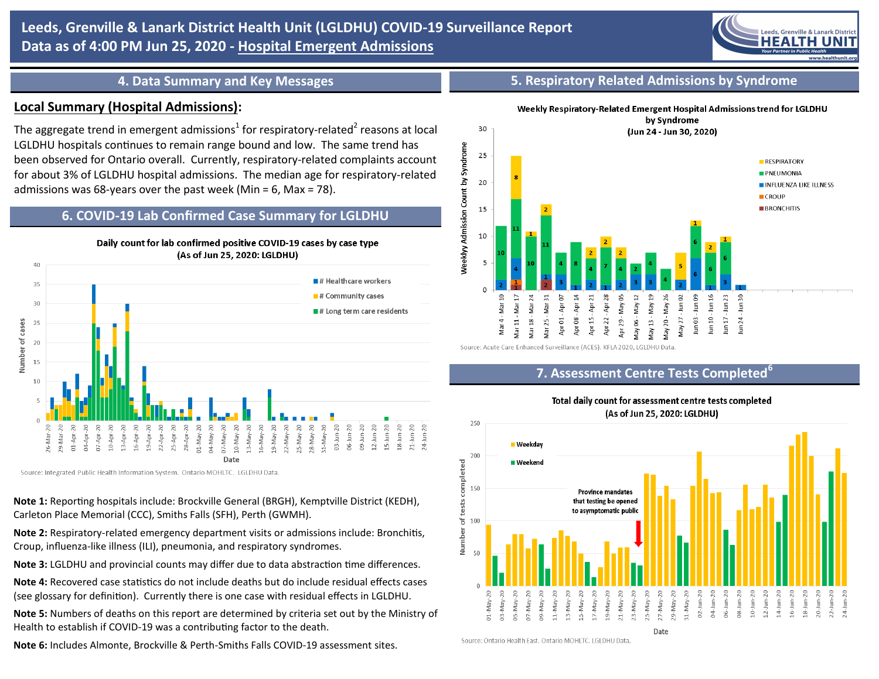# Leeds, Grenville & Lanark District Health Unit (LGLDHU) COVID-19 Surveillance Report
## Data as of 4:00 PM Jun 25, 2020 - Hospital Emergent Admissions

## 4. Data Summary and Key Messages

**Local Summary (Hospital Admissions):**

The aggregate trend in emergent admissions[1] for respiratory-related[2] reasons at local LGLDHU hospitals continues to remain range bound and low. The same trend has been observed for Ontario overall. Currently, respiratory-related complaints account for about 3% of LGLDHU hospital admissions. The median age for respiratory-related admissions was 68-years over the past week (Min = 6, Max = 78).

## 5. Respiratory Related Admissions by Syndrome

Weekly Respiratory-Related Emergent Hospital Admissions trend for LGLDHU by Syndrome (Jun 24 - Jun 30, 2020)

Source: Acute Care Enhanced Surveillance (ACES). KFLA 2020, LGLDHU Data.

## 6. COVID-19 Lab Confirmed Case Summary for LGLDHU

Daily count for lab confirmed positive COVID-19 cases by case type (As of Jun 25, 2020: LGLDHU)

Source: Integrated Public Health Information System. Ontario MOHLTC. LGLDHU Data.

## 7. Assessment Centre Tests Completed[6]

Total daily count for assessment centre tests completed (As of Jun 25, 2020: LGLDHU)

Province mandates that testing be opened to asymptomatic public

Source: Ontario Health East. Ontario MOHLTC. LGLDHU Data.

**Note 1:** Reporting hospitals include: Brockville General (BRGH), Kemptville District (KEDH), Carleton Place Memorial (CCC), Smiths Falls (SFH), Perth (GWMH).

**Note 2:** Respiratory-related emergency department visits or admissions include: Bronchitis, Croup, influenza-like illness (ILI), pneumonia, and respiratory syndromes.

**Note 3:** LGLDHU and provincial counts may differ due to data abstraction time differences.

**Note 4:** Recovered case statistics do not include deaths but do include residual effects cases (see glossary for definition). Currently there is one case with residual effects in LGLDHU.

**Note 5:** Numbers of deaths on this report are determined by criteria set out by the Ministry of Health to establish if COVID-19 was a contributing factor to the death.

**Note 6:** Includes Almonte, Brockville & Perth-Smiths Falls COVID-19 assessment sites.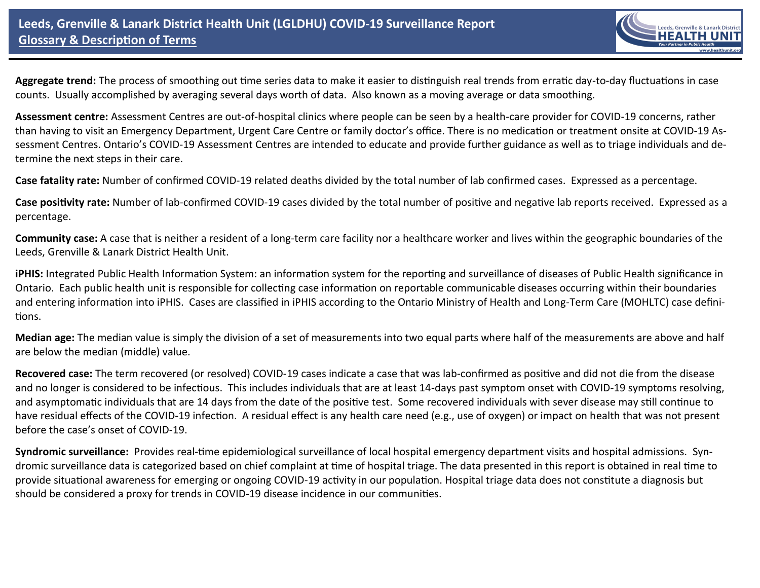# Leeds, Grenville & Lanark District Health Unit (LGLDHU) COVID-19 Surveillance Report

## Glossary & Description of Terms

**Aggregate trend:** The process of smoothing out time series data to make it easier to distinguish real trends from erratic day-to-day fluctuations in case counts. Usually accomplished by averaging several days worth of data. Also known as a moving average or data smoothing.

**Assessment centre:** Assessment Centres are out-of-hospital clinics where people can be seen by a health-care provider for COVID-19 concerns, rather than having to visit an Emergency Department, Urgent Care Centre or family doctor's office. There is no medication or treatment onsite at COVID-19 Assessment Centres. Ontario's COVID-19 Assessment Centres are intended to educate and provide further guidance as well as to triage individuals and determine the next steps in their care.

**Case fatality rate:** Number of confirmed COVID-19 related deaths divided by the total number of lab confirmed cases. Expressed as a percentage.

**Case positivity rate:** Number of lab-confirmed COVID-19 cases divided by the total number of positive and negative lab reports received. Expressed as a percentage.

**Community case:** A case that is neither a resident of a long-term care facility nor a healthcare worker and lives within the geographic boundaries of the Leeds, Grenville & Lanark District Health Unit.

**iPHIS:** Integrated Public Health Information System: an information system for the reporting and surveillance of diseases of Public Health significance in Ontario. Each public health unit is responsible for collecting case information on reportable communicable diseases occurring within their boundaries and entering information into iPHIS. Cases are classified in iPHIS according to the Ontario Ministry of Health and Long-Term Care (MOHLTC) case definitions.

**Median age:** The median value is simply the division of a set of measurements into two equal parts where half of the measurements are above and half are below the median (middle) value.

**Recovered case:** The term recovered (or resolved) COVID-19 cases indicate a case that was lab-confirmed as positive and did not die from the disease and no longer is considered to be infectious. This includes individuals that are at least 14-days past symptom onset with COVID-19 symptoms resolving, and asymptomatic individuals that are 14 days from the date of the positive test. Some recovered individuals with sever disease may still continue to have residual effects of the COVID-19 infection. A residual effect is any health care need (e.g., use of oxygen) or impact on health that was not present before the case's onset of COVID-19.

**Syndromic surveillance:** Provides real-time epidemiological surveillance of local hospital emergency department visits and hospital admissions. Syndromic surveillance data is categorized based on chief complaint at time of hospital triage. The data presented in this report is obtained in real time to provide situational awareness for emerging or ongoing COVID-19 activity in our population. Hospital triage data does not constitute a diagnosis but should be considered a proxy for trends in COVID-19 disease incidence in our communities.